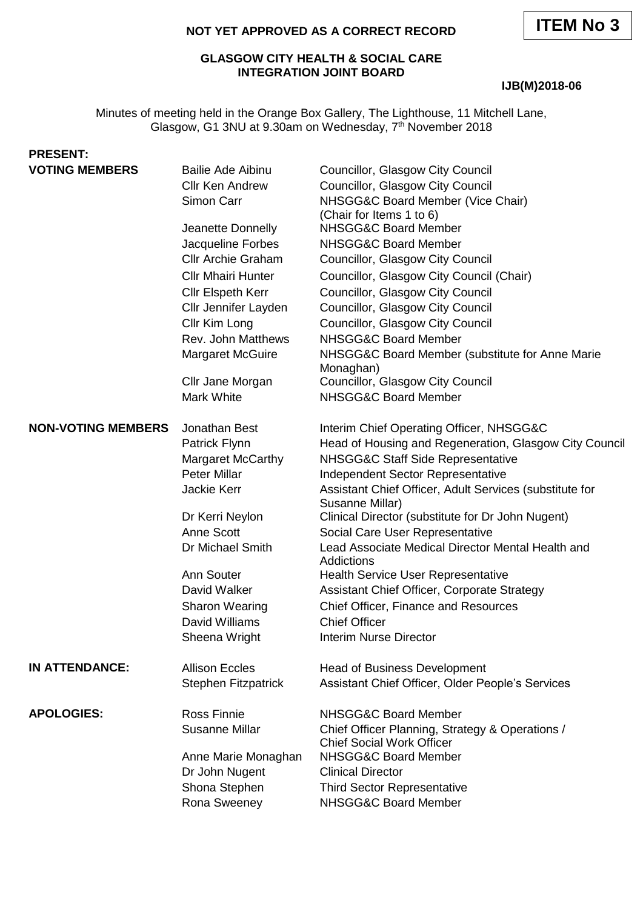**ITEM No 3**

**NOT YET APPROVED AS A CORRECT RECORD**

**GLASGOW CITY HEALTH & SOCIAL CARE INTEGRATION JOINT BOARD**

**IJB(M)2018-06**

Minutes of meeting held in the Orange Box Gallery, The Lighthouse, 11 Mitchell Lane, Glasgow, G1 3NU at 9.30am on Wednesday, 7th November 2018

**PRESENT:**

| | | |
|---|---|---|
| **VOTING MEMBERS** | Bailie Ade Aibinu | Councillor, Glasgow City Council |
| | Cllr Ken Andrew | Councillor, Glasgow City Council |
| | Simon Carr | NHSGG&C Board Member (Vice Chair) (Chair for Items 1 to 6) |
| | Jeanette Donnelly | NHSGG&C Board Member |
| | Jacqueline Forbes | NHSGG&C Board Member |
| | Cllr Archie Graham | Councillor, Glasgow City Council |
| | Cllr Mhairi Hunter | Councillor, Glasgow City Council (Chair) |
| | Cllr Elspeth Kerr | Councillor, Glasgow City Council |
| | Cllr Jennifer Layden | Councillor, Glasgow City Council |
| | Cllr Kim Long | Councillor, Glasgow City Council |
| | Rev. John Matthews | NHSGG&C Board Member |
| | Margaret McGuire | NHSGG&C Board Member (substitute for Anne Marie Monaghan) |
| | Cllr Jane Morgan | Councillor, Glasgow City Council |
| | Mark White | NHSGG&C Board Member |
| **NON-VOTING MEMBERS** | Jonathan Best | Interim Chief Operating Officer, NHSGG&C |
| | Patrick Flynn | Head of Housing and Regeneration, Glasgow City Council |
| | Margaret McCarthy | NHSGG&C Staff Side Representative |
| | Peter Millar | Independent Sector Representative |
| | Jackie Kerr | Assistant Chief Officer, Adult Services (substitute for Susanne Millar) |
| | Dr Kerri Neylon | Clinical Director (substitute for Dr John Nugent) |
| | Anne Scott | Social Care User Representative |
| | Dr Michael Smith | Lead Associate Medical Director Mental Health and Addictions |
| | Ann Souter | Health Service User Representative |
| | David Walker | Assistant Chief Officer, Corporate Strategy |
| | Sharon Wearing | Chief Officer, Finance and Resources |
| | David Williams | Chief Officer |
| | Sheena Wright | Interim Nurse Director |
| **IN ATTENDANCE:** | Allison Eccles | Head of Business Development |
| | Stephen Fitzpatrick | Assistant Chief Officer, Older People's Services |
| **APOLOGIES:** | Ross Finnie | NHSGG&C Board Member |
| | Susanne Millar | Chief Officer Planning, Strategy & Operations / Chief Social Work Officer |
| | Anne Marie Monaghan | NHSGG&C Board Member |
| | Dr John Nugent | Clinical Director |
| | Shona Stephen | Third Sector Representative |
| | Rona Sweeney | NHSGG&C Board Member |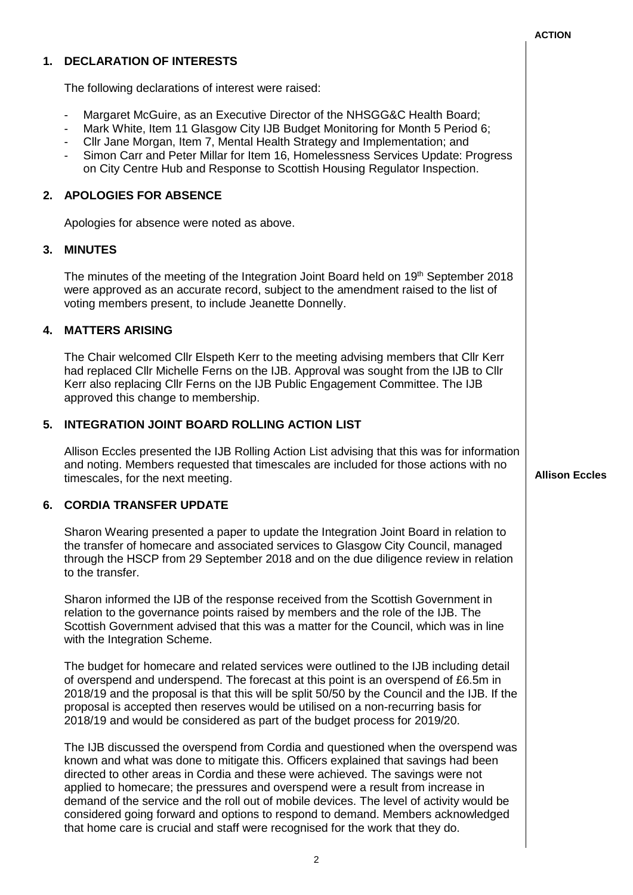| | ACTION |
|---|---|
| **1. DECLARATION OF INTERESTS** | |
| The following declarations of interest were raised:<br><br>- Margaret McGuire, as an Executive Director of the NHSGG&C Health Board;<br>- Mark White, Item 11 Glasgow City IJB Budget Monitoring for Month 5 Period 6;<br>- Cllr Jane Morgan, Item 7, Mental Health Strategy and Implementation; and<br>- Simon Carr and Peter Millar for Item 16, Homelessness Services Update: Progress on City Centre Hub and Response to Scottish Housing Regulator Inspection. | |
| **2. APOLOGIES FOR ABSENCE** | |
| Apologies for absence were noted as above. | |
| **3. MINUTES** | |
| The minutes of the meeting of the Integration Joint Board held on 19th September 2018 were approved as an accurate record, subject to the amendment raised to the list of voting members present, to include Jeanette Donnelly. | |
| **4. MATTERS ARISING** | |
| The Chair welcomed Cllr Elspeth Kerr to the meeting advising members that Cllr Kerr had replaced Cllr Michelle Ferns on the IJB. Approval was sought from the IJB to Cllr Kerr also replacing Cllr Ferns on the IJB Public Engagement Committee. The IJB approved this change to membership. | |
| **5. INTEGRATION JOINT BOARD ROLLING ACTION LIST** | |
| Allison Eccles presented the IJB Rolling Action List advising that this was for information and noting. Members requested that timescales are included for those actions with no timescales, for the next meeting. | **Allison Eccles** |
| **6. CORDIA TRANSFER UPDATE** | |
| Sharon Wearing presented a paper to update the Integration Joint Board in relation to the transfer of homecare and associated services to Glasgow City Council, managed through the HSCP from 29 September 2018 and on the due diligence review in relation to the transfer.<br><br>Sharon informed the IJB of the response received from the Scottish Government in relation to the governance points raised by members and the role of the IJB. The Scottish Government advised that this was a matter for the Council, which was in line with the Integration Scheme.<br><br>The budget for homecare and related services were outlined to the IJB including detail of overspend and underspend. The forecast at this point is an overspend of £6.5m in 2018/19 and the proposal is that this will be split 50/50 by the Council and the IJB. If the proposal is accepted then reserves would be utilised on a non-recurring basis for 2018/19 and would be considered as part of the budget process for 2019/20.<br><br>The IJB discussed the overspend from Cordia and questioned when the overspend was known and what was done to mitigate this. Officers explained that savings had been directed to other areas in Cordia and these were achieved. The savings were not applied to homecare; the pressures and overspend were a result from increase in demand of the service and the roll out of mobile devices. The level of activity would be considered going forward and options to respond to demand. Members acknowledged that home care is crucial and staff were recognised for the work that they do. | |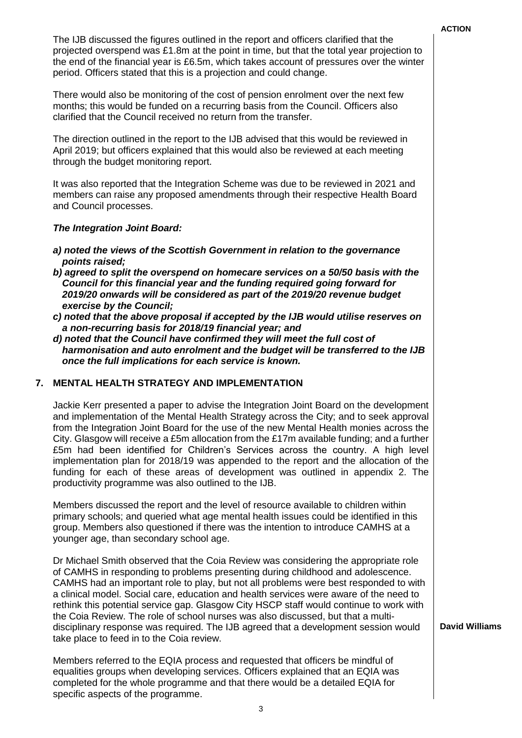The IJB discussed the figures outlined in the report and officers clarified that the projected overspend was £1.8m at the point in time, but that the total year projection to the end of the financial year is £6.5m, which takes account of pressures over the winter period. Officers stated that this is a projection and could change.

There would also be monitoring of the cost of pension enrolment over the next few months; this would be funded on a recurring basis from the Council. Officers also clarified that the Council received no return from the transfer.

The direction outlined in the report to the IJB advised that this would be reviewed in April 2019; but officers explained that this would also be reviewed at each meeting through the budget monitoring report.

It was also reported that the Integration Scheme was due to be reviewed in 2021 and members can raise any proposed amendments through their respective Health Board and Council processes.

***The Integration Joint Board:***

***a) noted the views of the Scottish Government in relation to the governance points raised;***

***b) agreed to split the overspend on homecare services on a 50/50 basis with the Council for this financial year and the funding required going forward for 2019/20 onwards will be considered as part of the 2019/20 revenue budget exercise by the Council;***

***c) noted that the above proposal if accepted by the IJB would utilise reserves on a non-recurring basis for 2018/19 financial year; and***

***d) noted that the Council have confirmed they will meet the full cost of harmonisation and auto enrolment and the budget will be transferred to the IJB once the full implications for each service is known.***

## 7. MENTAL HEALTH STRATEGY AND IMPLEMENTATION

Jackie Kerr presented a paper to advise the Integration Joint Board on the development and implementation of the Mental Health Strategy across the City; and to seek approval from the Integration Joint Board for the use of the new Mental Health monies across the City. Glasgow will receive a £5m allocation from the £17m available funding; and a further £5m had been identified for Children's Services across the country. A high level implementation plan for 2018/19 was appended to the report and the allocation of the funding for each of these areas of development was outlined in appendix 2. The productivity programme was also outlined to the IJB.

Members discussed the report and the level of resource available to children within primary schools; and queried what age mental health issues could be identified in this group. Members also questioned if there was the intention to introduce CAMHS at a younger age, than secondary school age.

Dr Michael Smith observed that the Coia Review was considering the appropriate role of CAMHS in responding to problems presenting during childhood and adolescence. CAMHS had an important role to play, but not all problems were best responded to with a clinical model. Social care, education and health services were aware of the need to rethink this potential service gap. Glasgow City HSCP staff would continue to work with the Coia Review. The role of school nurses was also discussed, but that a multi-disciplinary response was required. The IJB agreed that a development session would take place to feed in to the Coia review.

**ACTION: David Williams**

Members referred to the EQIA process and requested that officers be mindful of equalities groups when developing services. Officers explained that an EQIA was completed for the whole programme and that there would be a detailed EQIA for specific aspects of the programme.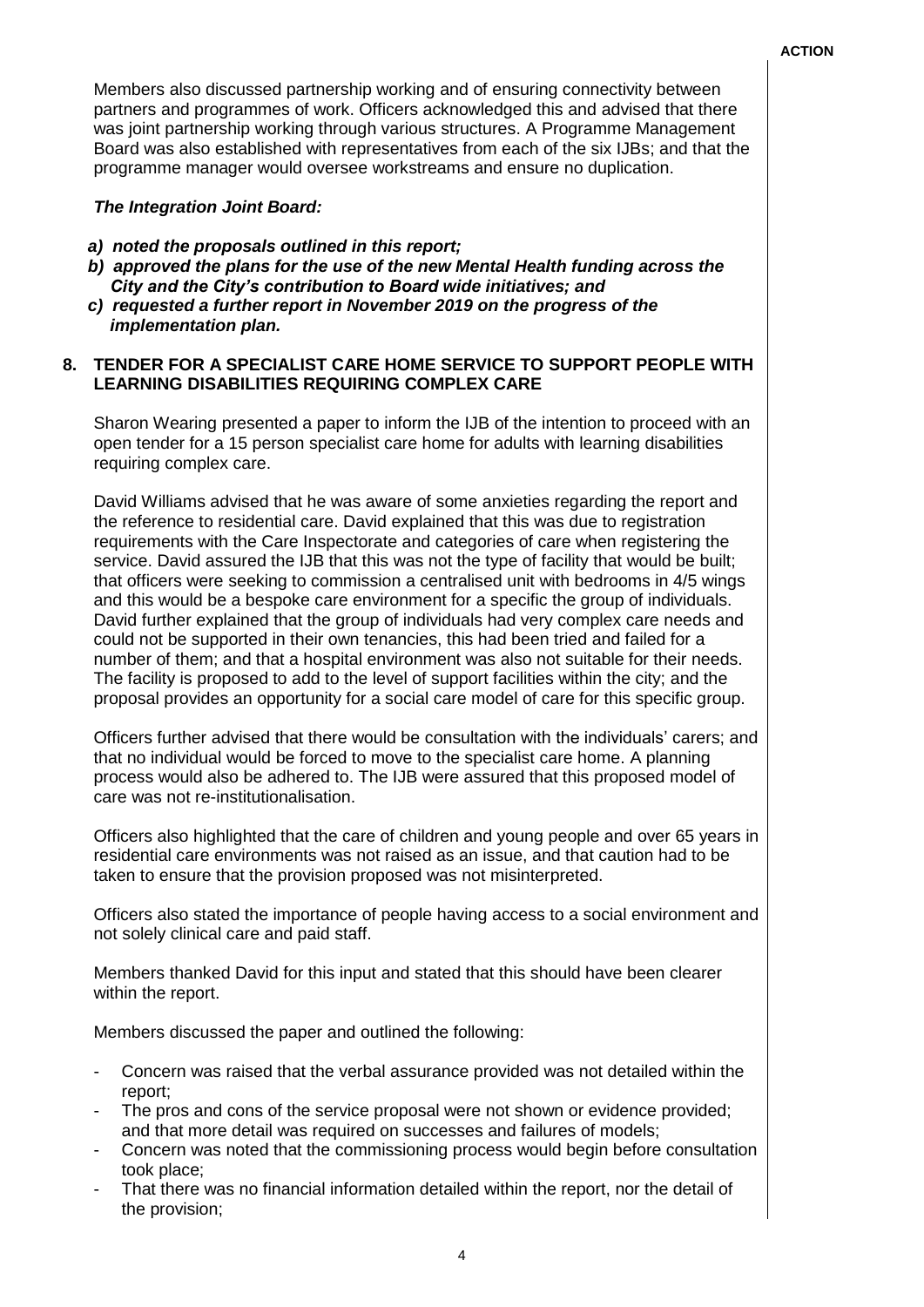**ACTION**

Members also discussed partnership working and of ensuring connectivity between partners and programmes of work. Officers acknowledged this and advised that there was joint partnership working through various structures. A Programme Management Board was also established with representatives from each of the six IJBs; and that the programme manager would oversee workstreams and ensure no duplication.

***The Integration Joint Board:***

***a) noted the proposals outlined in this report;***
***b) approved the plans for the use of the new Mental Health funding across the City and the City's contribution to Board wide initiatives; and***
***c) requested a further report in November 2019 on the progress of the implementation plan.***

## 8. TENDER FOR A SPECIALIST CARE HOME SERVICE TO SUPPORT PEOPLE WITH LEARNING DISABILITIES REQUIRING COMPLEX CARE

Sharon Wearing presented a paper to inform the IJB of the intention to proceed with an open tender for a 15 person specialist care home for adults with learning disabilities requiring complex care.

David Williams advised that he was aware of some anxieties regarding the report and the reference to residential care. David explained that this was due to registration requirements with the Care Inspectorate and categories of care when registering the service. David assured the IJB that this was not the type of facility that would be built; that officers were seeking to commission a centralised unit with bedrooms in 4/5 wings and this would be a bespoke care environment for a specific the group of individuals. David further explained that the group of individuals had very complex care needs and could not be supported in their own tenancies, this had been tried and failed for a number of them; and that a hospital environment was also not suitable for their needs. The facility is proposed to add to the level of support facilities within the city; and the proposal provides an opportunity for a social care model of care for this specific group.

Officers further advised that there would be consultation with the individuals' carers; and that no individual would be forced to move to the specialist care home. A planning process would also be adhered to. The IJB were assured that this proposed model of care was not re-institutionalisation.

Officers also highlighted that the care of children and young people and over 65 years in residential care environments was not raised as an issue, and that caution had to be taken to ensure that the provision proposed was not misinterpreted.

Officers also stated the importance of people having access to a social environment and not solely clinical care and paid staff.

Members thanked David for this input and stated that this should have been clearer within the report.

Members discussed the paper and outlined the following:

- Concern was raised that the verbal assurance provided was not detailed within the report;
- The pros and cons of the service proposal were not shown or evidence provided; and that more detail was required on successes and failures of models;
- Concern was noted that the commissioning process would begin before consultation took place;
- That there was no financial information detailed within the report, nor the detail of the provision;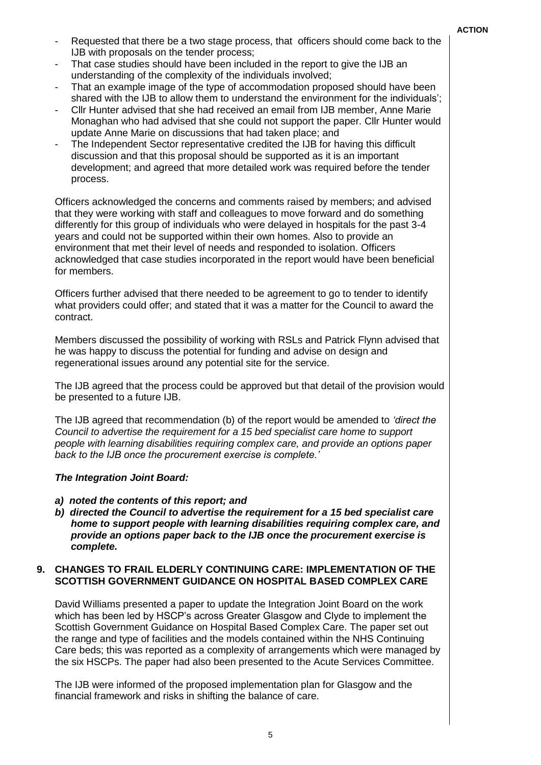**ACTION**

- Requested that there be a two stage process, that officers should come back to the IJB with proposals on the tender process;
- That case studies should have been included in the report to give the IJB an understanding of the complexity of the individuals involved;
- That an example image of the type of accommodation proposed should have been shared with the IJB to allow them to understand the environment for the individuals';
- Cllr Hunter advised that she had received an email from IJB member, Anne Marie Monaghan who had advised that she could not support the paper. Cllr Hunter would update Anne Marie on discussions that had taken place; and
- The Independent Sector representative credited the IJB for having this difficult discussion and that this proposal should be supported as it is an important development; and agreed that more detailed work was required before the tender process.

Officers acknowledged the concerns and comments raised by members; and advised that they were working with staff and colleagues to move forward and do something differently for this group of individuals who were delayed in hospitals for the past 3-4 years and could not be supported within their own homes. Also to provide an environment that met their level of needs and responded to isolation. Officers acknowledged that case studies incorporated in the report would have been beneficial for members.

Officers further advised that there needed to be agreement to go to tender to identify what providers could offer; and stated that it was a matter for the Council to award the contract.

Members discussed the possibility of working with RSLs and Patrick Flynn advised that he was happy to discuss the potential for funding and advise on design and regenerational issues around any potential site for the service.

The IJB agreed that the process could be approved but that detail of the provision would be presented to a future IJB.

The IJB agreed that recommendation (b) of the report would be amended to *'direct the Council to advertise the requirement for a 15 bed specialist care home to support people with learning disabilities requiring complex care, and provide an options paper back to the IJB once the procurement exercise is complete.'*

***The Integration Joint Board:***

***a) noted the contents of this report; and***
***b) directed the Council to advertise the requirement for a 15 bed specialist care home to support people with learning disabilities requiring complex care, and provide an options paper back to the IJB once the procurement exercise is complete.***

## 9. CHANGES TO FRAIL ELDERLY CONTINUING CARE: IMPLEMENTATION OF THE SCOTTISH GOVERNMENT GUIDANCE ON HOSPITAL BASED COMPLEX CARE

David Williams presented a paper to update the Integration Joint Board on the work which has been led by HSCP's across Greater Glasgow and Clyde to implement the Scottish Government Guidance on Hospital Based Complex Care. The paper set out the range and type of facilities and the models contained within the NHS Continuing Care beds; this was reported as a complexity of arrangements which were managed by the six HSCPs. The paper had also been presented to the Acute Services Committee.

The IJB were informed of the proposed implementation plan for Glasgow and the financial framework and risks in shifting the balance of care.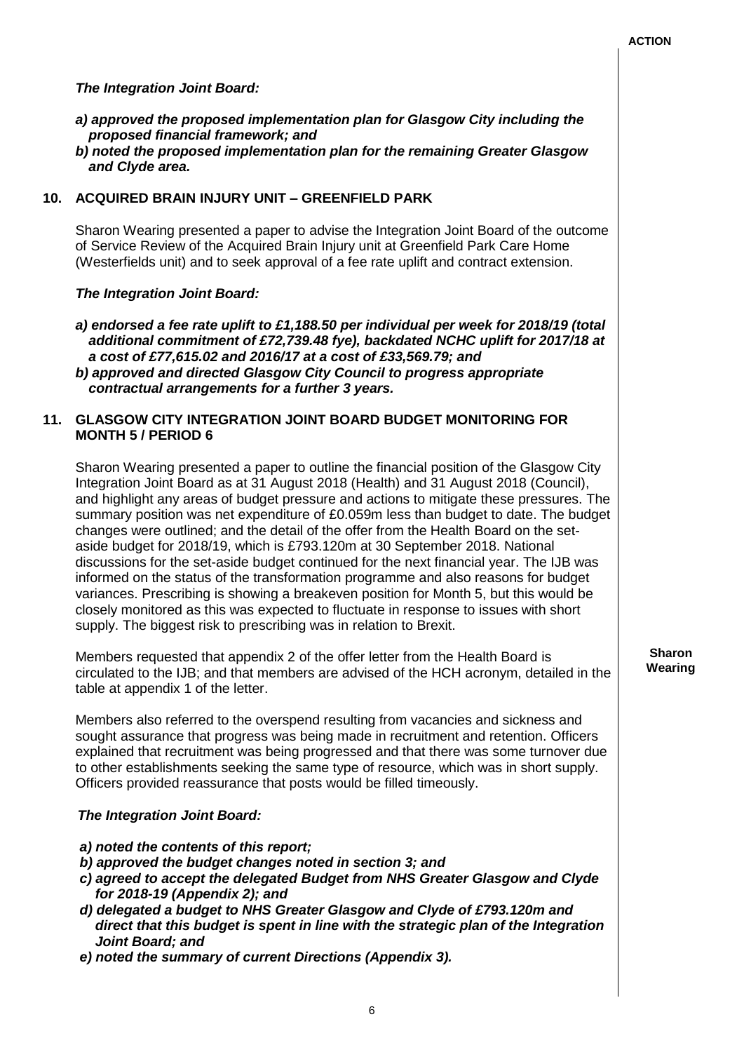**ACTION**

***The Integration Joint Board:***

***a) approved the proposed implementation plan for Glasgow City including the proposed financial framework; and***
***b) noted the proposed implementation plan for the remaining Greater Glasgow and Clyde area.***

## 10. ACQUIRED BRAIN INJURY UNIT – GREENFIELD PARK

Sharon Wearing presented a paper to advise the Integration Joint Board of the outcome of Service Review of the Acquired Brain Injury unit at Greenfield Park Care Home (Westerfields unit) and to seek approval of a fee rate uplift and contract extension.

***The Integration Joint Board:***

***a) endorsed a fee rate uplift to £1,188.50 per individual per week for 2018/19 (total additional commitment of £72,739.48 fye), backdated NCHC uplift for 2017/18 at a cost of £77,615.02 and 2016/17 at a cost of £33,569.79; and***
***b) approved and directed Glasgow City Council to progress appropriate contractual arrangements for a further 3 years.***

## 11. GLASGOW CITY INTEGRATION JOINT BOARD BUDGET MONITORING FOR MONTH 5 / PERIOD 6

Sharon Wearing presented a paper to outline the financial position of the Glasgow City Integration Joint Board as at 31 August 2018 (Health) and 31 August 2018 (Council), and highlight any areas of budget pressure and actions to mitigate these pressures. The summary position was net expenditure of £0.059m less than budget to date. The budget changes were outlined; and the detail of the offer from the Health Board on the set-aside budget for 2018/19, which is £793.120m at 30 September 2018. National discussions for the set-aside budget continued for the next financial year. The IJB was informed on the status of the transformation programme and also reasons for budget variances. Prescribing is showing a breakeven position for Month 5, but this would be closely monitored as this was expected to fluctuate in response to issues with short supply. The biggest risk to prescribing was in relation to Brexit.

Members requested that appendix 2 of the offer letter from the Health Board is circulated to the IJB; and that members are advised of the HCH acronym, detailed in the table at appendix 1 of the letter. **Sharon Wearing**

Members also referred to the overspend resulting from vacancies and sickness and sought assurance that progress was being made in recruitment and retention. Officers explained that recruitment was being progressed and that there was some turnover due to other establishments seeking the same type of resource, which was in short supply. Officers provided reassurance that posts would be filled timeously.

***The Integration Joint Board:***

***a) noted the contents of this report;***
***b) approved the budget changes noted in section 3; and***
***c) agreed to accept the delegated Budget from NHS Greater Glasgow and Clyde for 2018-19 (Appendix 2); and***
***d) delegated a budget to NHS Greater Glasgow and Clyde of £793.120m and direct that this budget is spent in line with the strategic plan of the Integration Joint Board; and***
***e) noted the summary of current Directions (Appendix 3).***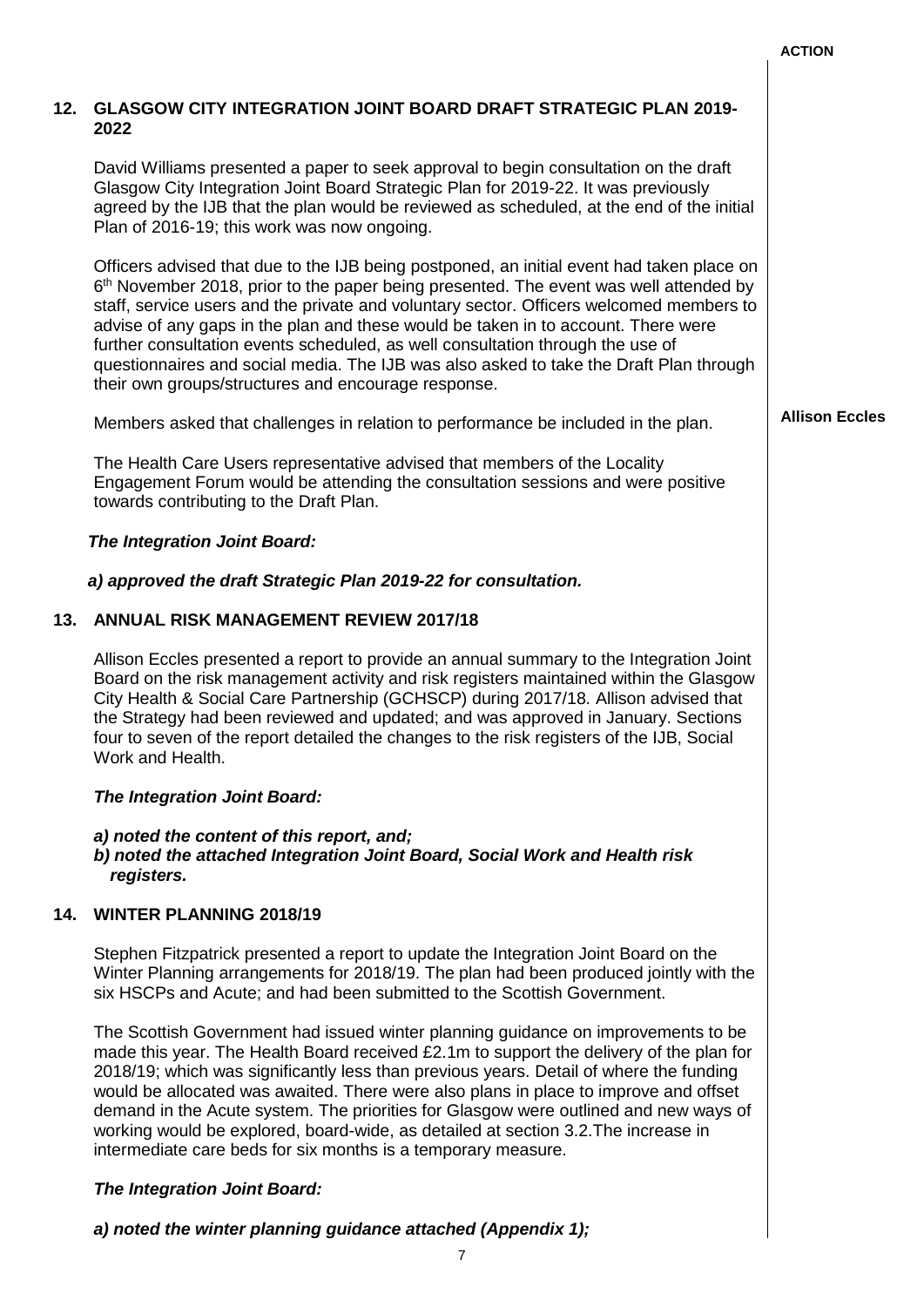**ACTION**

## 12. GLASGOW CITY INTEGRATION JOINT BOARD DRAFT STRATEGIC PLAN 2019-2022

David Williams presented a paper to seek approval to begin consultation on the draft Glasgow City Integration Joint Board Strategic Plan for 2019-22. It was previously agreed by the IJB that the plan would be reviewed as scheduled, at the end of the initial Plan of 2016-19; this work was now ongoing.

Officers advised that due to the IJB being postponed, an initial event had taken place on 6th November 2018, prior to the paper being presented. The event was well attended by staff, service users and the private and voluntary sector. Officers welcomed members to advise of any gaps in the plan and these would be taken in to account. There were further consultation events scheduled, as well consultation through the use of questionnaires and social media. The IJB was also asked to take the Draft Plan through their own groups/structures and encourage response.

Members asked that challenges in relation to performance be included in the plan. — **Allison Eccles**

The Health Care Users representative advised that members of the Locality Engagement Forum would be attending the consultation sessions and were positive towards contributing to the Draft Plan.

***The Integration Joint Board:***

***a) approved the draft Strategic Plan 2019-22 for consultation.***

## 13. ANNUAL RISK MANAGEMENT REVIEW 2017/18

Allison Eccles presented a report to provide an annual summary to the Integration Joint Board on the risk management activity and risk registers maintained within the Glasgow City Health & Social Care Partnership (GCHSCP) during 2017/18. Allison advised that the Strategy had been reviewed and updated; and was approved in January. Sections four to seven of the report detailed the changes to the risk registers of the IJB, Social Work and Health.

***The Integration Joint Board:***

***a) noted the content of this report, and;***
***b) noted the attached Integration Joint Board, Social Work and Health risk registers.***

## 14. WINTER PLANNING 2018/19

Stephen Fitzpatrick presented a report to update the Integration Joint Board on the Winter Planning arrangements for 2018/19. The plan had been produced jointly with the six HSCPs and Acute; and had been submitted to the Scottish Government.

The Scottish Government had issued winter planning guidance on improvements to be made this year. The Health Board received £2.1m to support the delivery of the plan for 2018/19; which was significantly less than previous years. Detail of where the funding would be allocated was awaited. There were also plans in place to improve and offset demand in the Acute system. The priorities for Glasgow were outlined and new ways of working would be explored, board-wide, as detailed at section 3.2.The increase in intermediate care beds for six months is a temporary measure.

***The Integration Joint Board:***

***a) noted the winter planning guidance attached (Appendix 1);***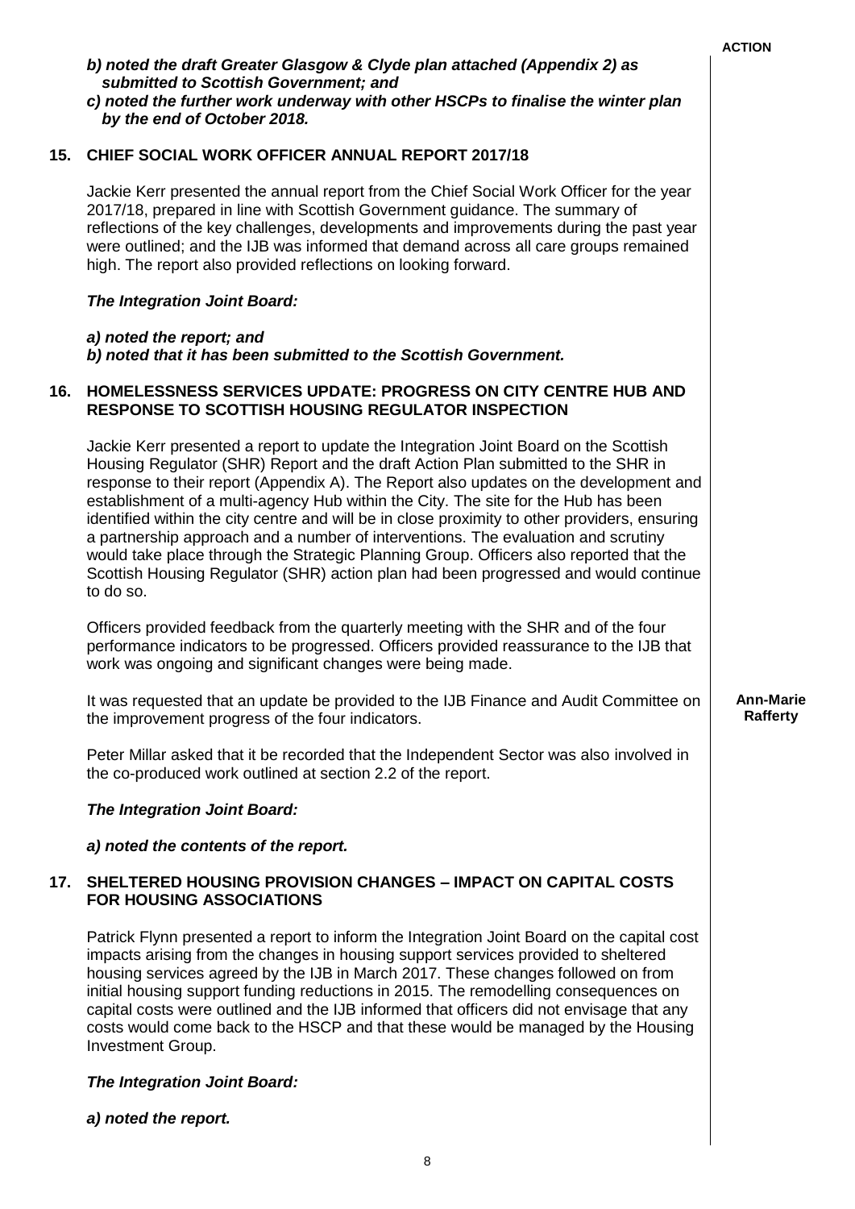**ACTION**

***b) noted the draft Greater Glasgow & Clyde plan attached (Appendix 2) as submitted to Scottish Government; and***

***c) noted the further work underway with other HSCPs to finalise the winter plan by the end of October 2018.***

## 15. CHIEF SOCIAL WORK OFFICER ANNUAL REPORT 2017/18

Jackie Kerr presented the annual report from the Chief Social Work Officer for the year 2017/18, prepared in line with Scottish Government guidance. The summary of reflections of the key challenges, developments and improvements during the past year were outlined; and the IJB was informed that demand across all care groups remained high. The report also provided reflections on looking forward.

***The Integration Joint Board:***

***a) noted the report; and***
***b) noted that it has been submitted to the Scottish Government.***

## 16. HOMELESSNESS SERVICES UPDATE: PROGRESS ON CITY CENTRE HUB AND RESPONSE TO SCOTTISH HOUSING REGULATOR INSPECTION

Jackie Kerr presented a report to update the Integration Joint Board on the Scottish Housing Regulator (SHR) Report and the draft Action Plan submitted to the SHR in response to their report (Appendix A). The Report also updates on the development and establishment of a multi-agency Hub within the City. The site for the Hub has been identified within the city centre and will be in close proximity to other providers, ensuring a partnership approach and a number of interventions. The evaluation and scrutiny would take place through the Strategic Planning Group. Officers also reported that the Scottish Housing Regulator (SHR) action plan had been progressed and would continue to do so.

Officers provided feedback from the quarterly meeting with the SHR and of the four performance indicators to be progressed. Officers provided reassurance to the IJB that work was ongoing and significant changes were being made.

It was requested that an update be provided to the IJB Finance and Audit Committee on the improvement progress of the four indicators. — **Ann-Marie Rafferty**

Peter Millar asked that it be recorded that the Independent Sector was also involved in the co-produced work outlined at section 2.2 of the report.

***The Integration Joint Board:***

***a) noted the contents of the report.***

## 17. SHELTERED HOUSING PROVISION CHANGES – IMPACT ON CAPITAL COSTS FOR HOUSING ASSOCIATIONS

Patrick Flynn presented a report to inform the Integration Joint Board on the capital cost impacts arising from the changes in housing support services provided to sheltered housing services agreed by the IJB in March 2017. These changes followed on from initial housing support funding reductions in 2015. The remodelling consequences on capital costs were outlined and the IJB informed that officers did not envisage that any costs would come back to the HSCP and that these would be managed by the Housing Investment Group.

***The Integration Joint Board:***

***a) noted the report.***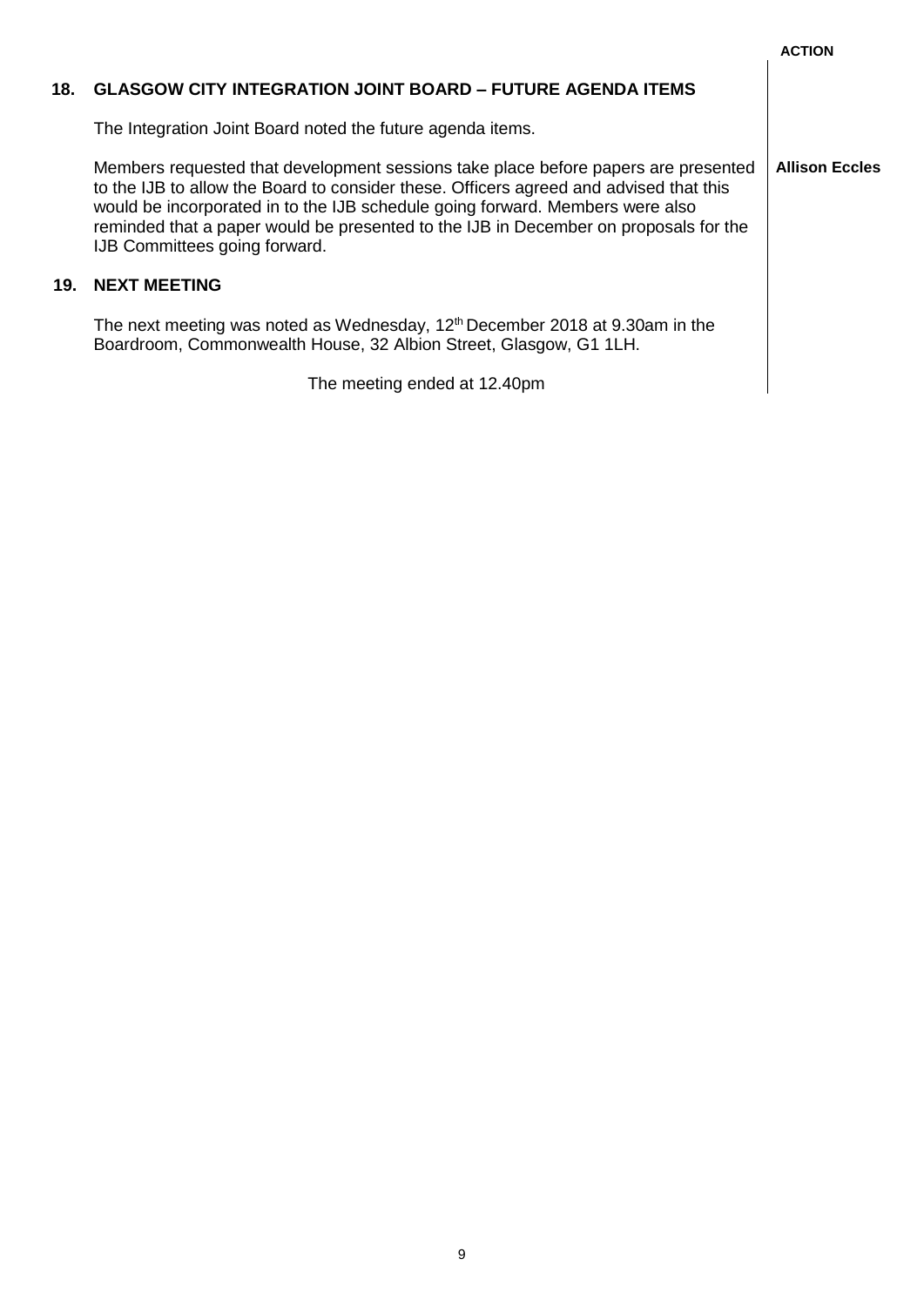**ACTION**

## 18. GLASGOW CITY INTEGRATION JOINT BOARD – FUTURE AGENDA ITEMS

The Integration Joint Board noted the future agenda items.

Members requested that development sessions take place before papers are presented to the IJB to allow the Board to consider these. Officers agreed and advised that this would be incorporated in to the IJB schedule going forward. Members were also reminded that a paper would be presented to the IJB in December on proposals for the IJB Committees going forward.

**Allison Eccles**

## 19. NEXT MEETING

The next meeting was noted as Wednesday, 12th December 2018 at 9.30am in the Boardroom, Commonwealth House, 32 Albion Street, Glasgow, G1 1LH.

The meeting ended at 12.40pm